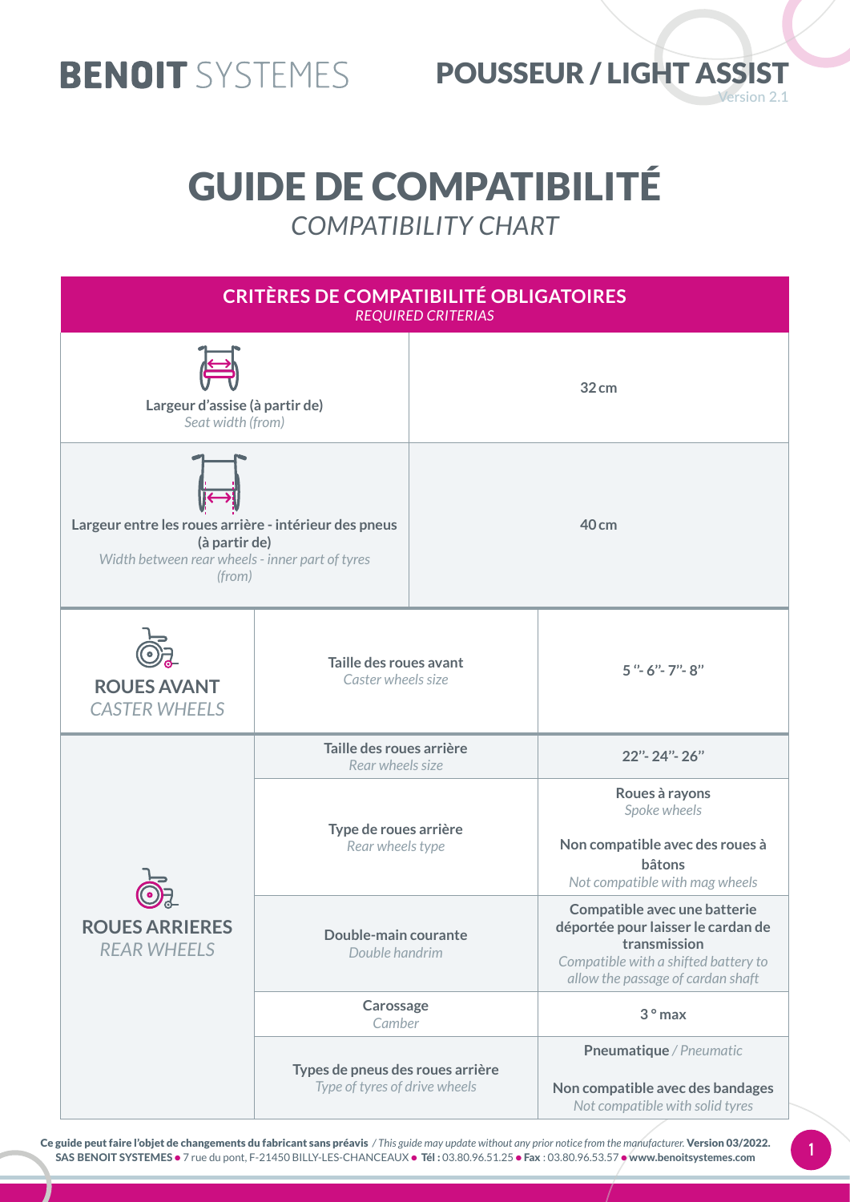**BENOIT** SYSTEMES

**POUSSEUR / LIGHT ASSIST**
Version 2.1

# GUIDE DE COMPATIBILITÉ

*COMPATIBILITY CHART*

| **CRITÈRES DE COMPATIBILITÉ OBLIGATOIRES** *REQUIRED CRITERIAS* | | |
|---|---|---|
| **Largeur d'assise (à partir de)** *Seat width (from)* | | **32 cm** |
| **Largeur entre les roues arrière - intérieur des pneus (à partir de)** *Width between rear wheels - inner part of tyres (from)* | | **40 cm** |
| **ROUES AVANT** *CASTER WHEELS* | **Taille des roues avant** *Caster wheels size* | **5 "- 6"- 7"- 8"** |
| **ROUES ARRIERES** *REAR WHEELS* | **Taille des roues arrière** *Rear wheels size* | **22"- 24"- 26"** |
| | **Type de roues arrière** *Rear wheels type* | **Roues à rayons** *Spoke wheels* **Non compatible avec des roues à bâtons** *Not compatible with mag wheels* |
| | **Double-main courante** *Double handrim* | **Compatible avec une batterie déportée pour laisser le cardan de transmission** *Compatible with a shifted battery to allow the passage of cardan shaft* |
| | **Carossage** *Camber* | **3 ° max** |
| | **Types de pneus des roues arrière** *Type of tyres of drive wheels* | **Pneumatique** / *Pneumatic* **Non compatible avec des bandages** *Not compatible with solid tyres* |

**Ce guide peut faire l'objet de changements du fabricant sans préavis** / *This guide may update without any prior notice from the manufacturer.* **Version 03/2022.**
**SAS BENOIT SYSTEMES** ● 7 rue du pont, F-21450 BILLY-LES-CHANCEAUX ● **Tél :** 03.80.96.51.25 ● **Fax** : 03.80.96.53.57 ● **www.benoitsystemes.com**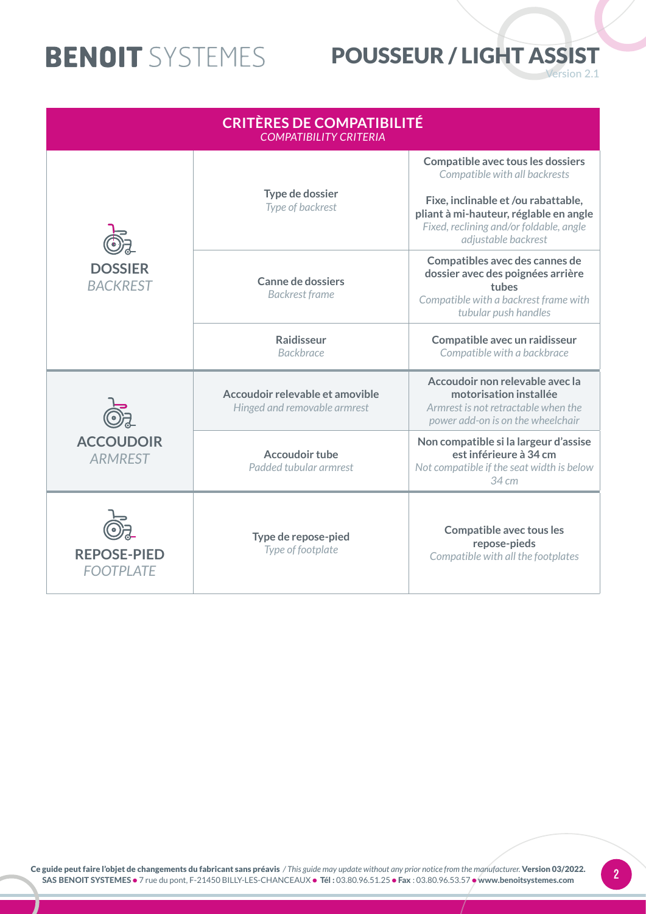# BENOIT SYSTEMES

## POUSSEUR / LIGHT ASSIST

Version 2.1

| CRITÈRES DE COMPATIBILITÉ *COMPATIBILITY CRITERIA* | | |
|---|---|---|
| **DOSSIER** *BACKREST* | **Type de dossier** *Type of backrest* | **Compatible avec tous les dossiers** *Compatible with all backrests* **Fixe, inclinable et /ou rabattable, pliant à mi-hauteur, réglable en angle** *Fixed, reclining and/or foldable, angle adjustable backrest* |
| | **Canne de dossiers** *Backrest frame* | **Compatibles avec des cannes de dossier avec des poignées arrière tubes** *Compatible with a backrest frame with tubular push handles* |
| | **Raidisseur** *Backbrace* | **Compatible avec un raidisseur** *Compatible with a backbrace* |
| **ACCOUDOIR** *ARMREST* | **Accoudoir relevable et amovible** *Hinged and removable armrest* | **Accoudoir non relevable avec la motorisation installée** *Armrest is not retractable when the power add-on is on the wheelchair* |
| | **Accoudoir tube** *Padded tubular armrest* | **Non compatible si la largeur d'assise est inférieure à 34 cm** *Not compatible if the seat width is below 34 cm* |
| **REPOSE-PIED** *FOOTPLATE* | **Type de repose-pied** *Type of footplate* | **Compatible avec tous les repose-pieds** *Compatible with all the footplates* |

**Ce guide peut faire l'objet de changements du fabricant sans préavis** / *This guide may update without any prior notice from the manufacturer.* **Version 03/2022.**
**SAS BENOIT SYSTEMES** ● 7 rue du pont, F-21450 BILLY-LES-CHANCEAUX ● **Tél :** 03.80.96.51.25 ● **Fax** : 03.80.96.53.57 ● **www.benoitsystemes.com**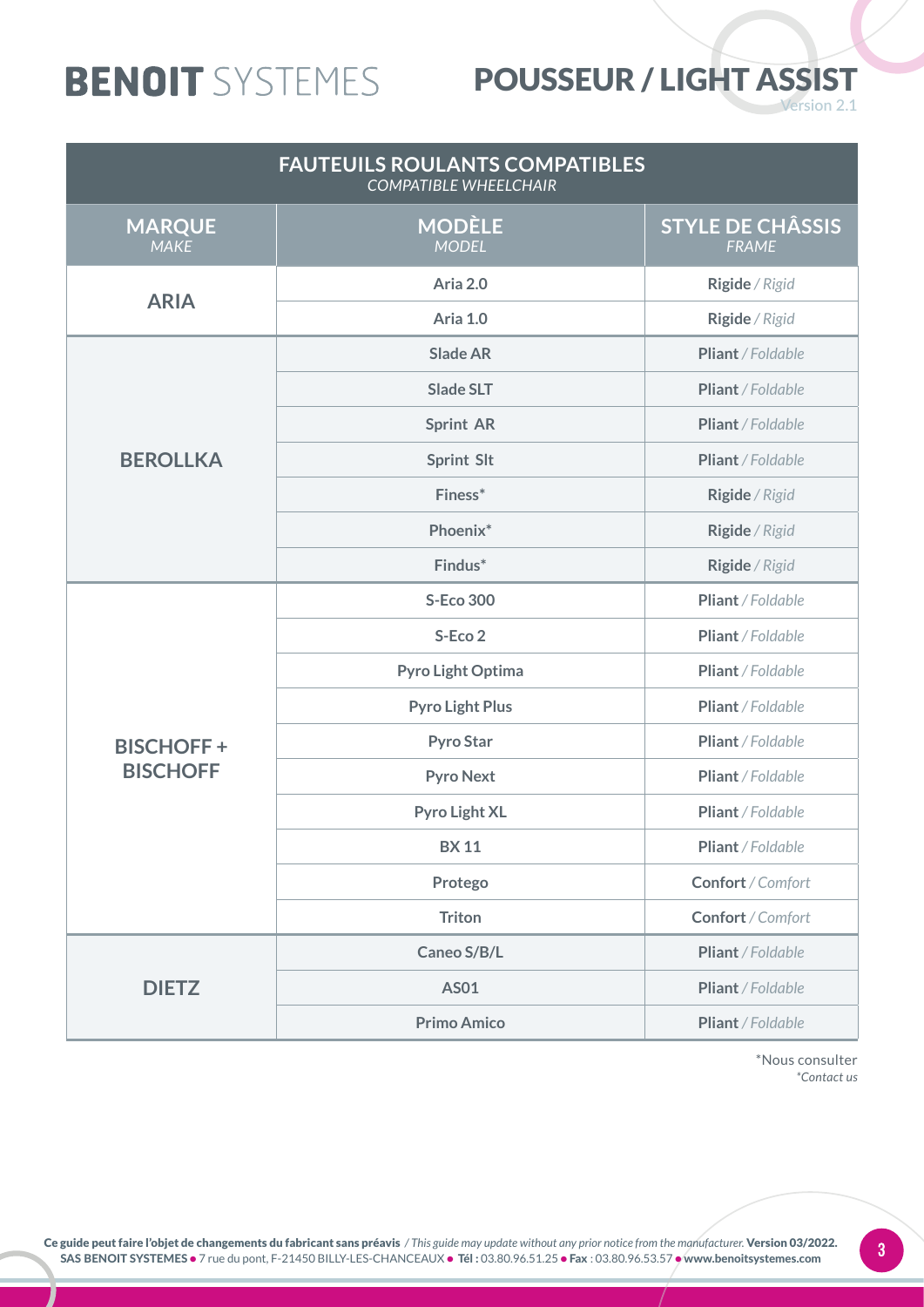| **FAUTEUILS ROULANTS COMPATIBLES** *COMPATIBLE WHEELCHAIR* | | |
|---|---|---|
| **MARQUE** *MAKE* | **MODÈLE** *MODEL* | **STYLE DE CHÂSSIS** *FRAME* |
| **ARIA** | **Aria 2.0** | **Rigide** / *Rigid* |
| | **Aria 1.0** | **Rigide** / *Rigid* |
| **BEROLLKA** | **Slade AR** | **Pliant** / *Foldable* |
| | **Slade SLT** | **Pliant** / *Foldable* |
| | **Sprint AR** | **Pliant** / *Foldable* |
| | **Sprint Slt** | **Pliant** / *Foldable* |
| | **Finess*** | **Rigide** / *Rigid* |
| | **Phoenix*** | **Rigide** / *Rigid* |
| | **Findus*** | **Rigide** / *Rigid* |
| **BISCHOFF + BISCHOFF** | **S-Eco 300** | **Pliant** / *Foldable* |
| | **S-Eco 2** | **Pliant** / *Foldable* |
| | **Pyro Light Optima** | **Pliant** / *Foldable* |
| | **Pyro Light Plus** | **Pliant** / *Foldable* |
| | **Pyro Star** | **Pliant** / *Foldable* |
| | **Pyro Next** | **Pliant** / *Foldable* |
| | **Pyro Light XL** | **Pliant** / *Foldable* |
| | **BX 11** | **Pliant** / *Foldable* |
| | **Protego** | **Confort** / *Comfort* |
| | **Triton** | **Confort** / *Comfort* |
| **DIETZ** | **Caneo S/B/L** | **Pliant** / *Foldable* |
| | **AS01** | **Pliant** / *Foldable* |
| | **Primo Amico** | **Pliant** / *Foldable* |

*Nous consulter
*Contact us*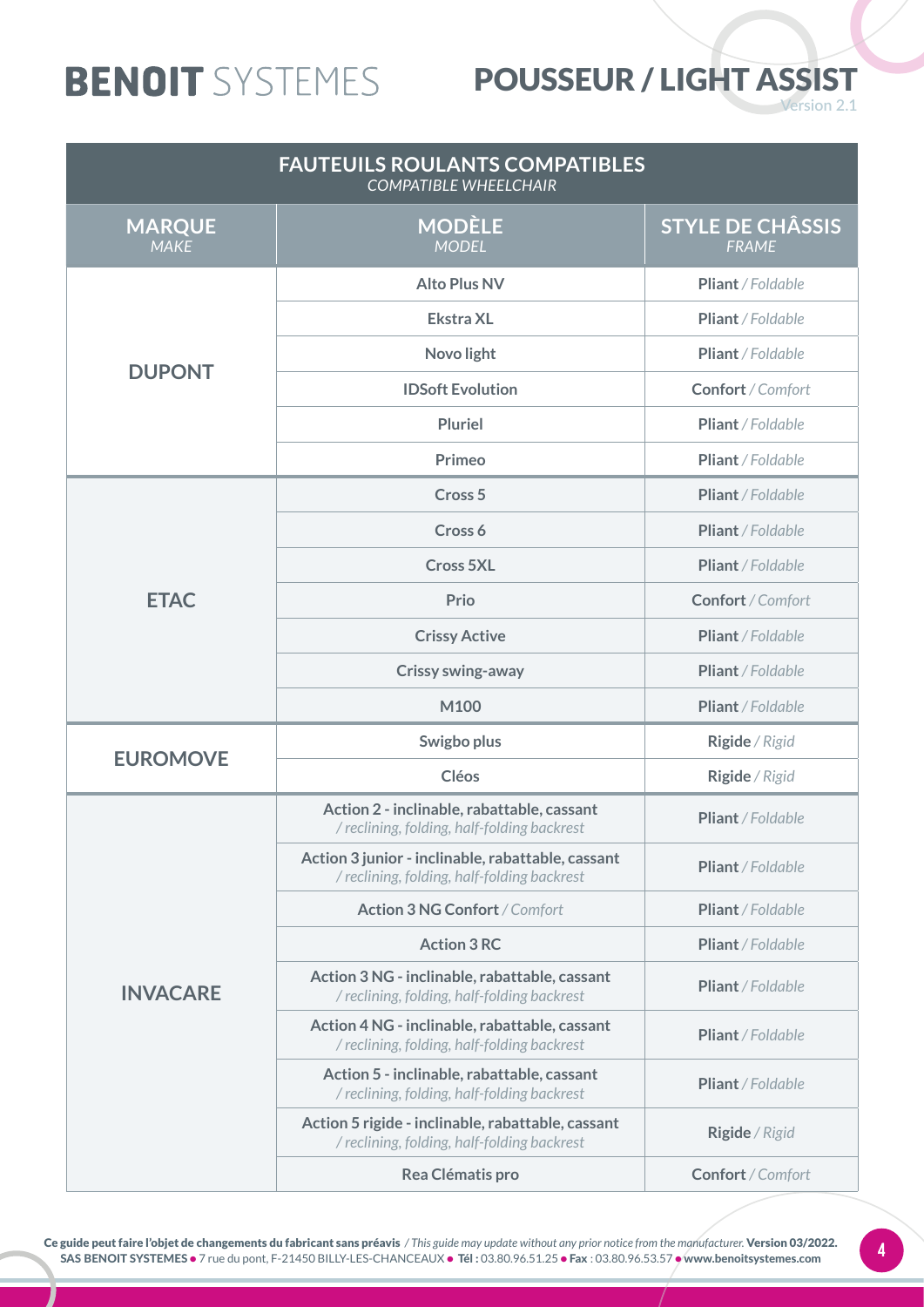# BENOIT SYSTEMES

# POUSSEUR / LIGHT ASSIST

Version 2.1

| **FAUTEUILS ROULANTS COMPATIBLES** *COMPATIBLE WHEELCHAIR* | | |
|---|---|---|
| **MARQUE** *MAKE* | **MODÈLE** *MODEL* | **STYLE DE CHÂSSIS** *FRAME* |
| **DUPONT** | **Alto Plus NV** | **Pliant** / *Foldable* |
| | **Ekstra XL** | **Pliant** / *Foldable* |
| | **Novo light** | **Pliant** / *Foldable* |
| | **IDSoft Evolution** | **Confort** / *Comfort* |
| | **Pluriel** | **Pliant** / *Foldable* |
| | **Primeo** | **Pliant** / *Foldable* |
| **ETAC** | **Cross 5** | **Pliant** / *Foldable* |
| | **Cross 6** | **Pliant** / *Foldable* |
| | **Cross 5XL** | **Pliant** / *Foldable* |
| | **Prio** | **Confort** / *Comfort* |
| | **Crissy Active** | **Pliant** / *Foldable* |
| | **Crissy swing-away** | **Pliant** / *Foldable* |
| | **M100** | **Pliant** / *Foldable* |
| **EUROMOVE** | **Swigbo plus** | **Rigide** / *Rigid* |
| | **Cléos** | **Rigide** / *Rigid* |
| **INVACARE** | **Action 2 - inclinable, rabattable, cassant** */ reclining, folding, half-folding backrest* | **Pliant** / *Foldable* |
| | **Action 3 junior - inclinable, rabattable, cassant** */ reclining, folding, half-folding backrest* | **Pliant** / *Foldable* |
| | **Action 3 NG Confort** / *Comfort* | **Pliant** / *Foldable* |
| | **Action 3 RC** | **Pliant** / *Foldable* |
| | **Action 3 NG - inclinable, rabattable, cassant** */ reclining, folding, half-folding backrest* | **Pliant** / *Foldable* |
| | **Action 4 NG - inclinable, rabattable, cassant** */ reclining, folding, half-folding backrest* | **Pliant** / *Foldable* |
| | **Action 5 - inclinable, rabattable, cassant** */ reclining, folding, half-folding backrest* | **Pliant** / *Foldable* |
| | **Action 5 rigide - inclinable, rabattable, cassant** */ reclining, folding, half-folding backrest* | **Rigide** / *Rigid* |
| | **Rea Clématis pro** | **Confort** / *Comfort* |

**Ce guide peut faire l'objet de changements du fabricant sans préavis** / *This guide may update without any prior notice from the manufacturer.* **Version 03/2022.**
**SAS BENOIT SYSTEMES** • 7 rue du pont, F-21450 BILLY-LES-CHANCEAUX • **Tél :** 03.80.96.51.25 • **Fax** : 03.80.96.53.57 • **www.benoitsystemes.com**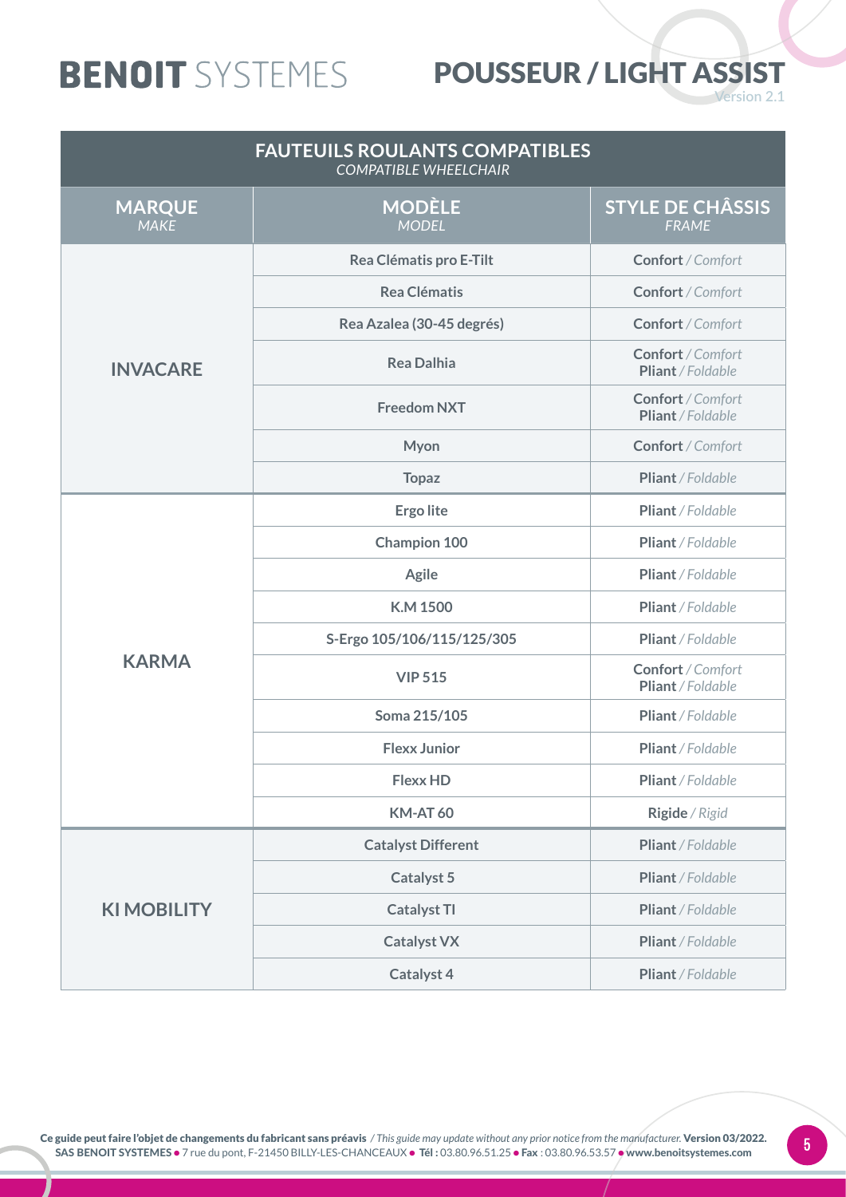| FAUTEUILS ROULANTS COMPATIBLES *COMPATIBLE WHEELCHAIR* | | |
|---|---|---|
| **MARQUE** *MAKE* | **MODÈLE** *MODEL* | **STYLE DE CHÂSSIS** *FRAME* |
| **INVACARE** | **Rea Clématis pro E-Tilt** | **Confort** / *Comfort* |
| | **Rea Clématis** | **Confort** / *Comfort* |
| | **Rea Azalea (30-45 degrés)** | **Confort** / *Comfort* |
| | **Rea Dalhia** | **Confort** / *Comfort* **Pliant** / *Foldable* |
| | **Freedom NXT** | **Confort** / *Comfort* **Pliant** / *Foldable* |
| | **Myon** | **Confort** / *Comfort* |
| | **Topaz** | **Pliant** / *Foldable* |
| **KARMA** | **Ergo lite** | **Pliant** / *Foldable* |
| | **Champion 100** | **Pliant** / *Foldable* |
| | **Agile** | **Pliant** / *Foldable* |
| | **K.M 1500** | **Pliant** / *Foldable* |
| | **S-Ergo 105/106/115/125/305** | **Pliant** / *Foldable* |
| | **VIP 515** | **Confort** / *Comfort* **Pliant** / *Foldable* |
| | **Soma 215/105** | **Pliant** / *Foldable* |
| | **Flexx Junior** | **Pliant** / *Foldable* |
| | **Flexx HD** | **Pliant** / *Foldable* |
| | **KM-AT 60** | **Rigide** / *Rigid* |
| **KI MOBILITY** | **Catalyst Different** | **Pliant** / *Foldable* |
| | **Catalyst 5** | **Pliant** / *Foldable* |
| | **Catalyst TI** | **Pliant** / *Foldable* |
| | **Catalyst VX** | **Pliant** / *Foldable* |
| | **Catalyst 4** | **Pliant** / *Foldable* |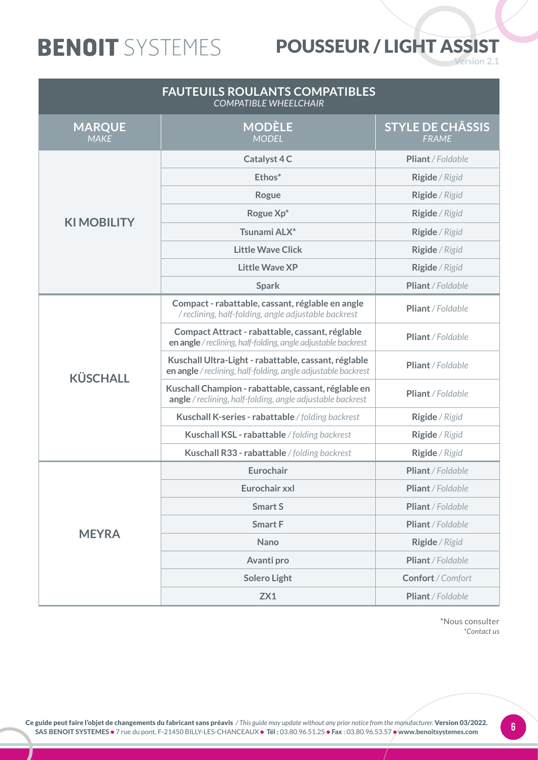# BENOIT SYSTEMES

## POUSSEUR / LIGHT ASSIST

Version 2.1

| FAUTEUILS ROULANTS COMPATIBLES *COMPATIBLE WHEELCHAIR* | | |
|---|---|---|
| **MARQUE** *MAKE* | **MODÈLE** *MODEL* | **STYLE DE CHÂSSIS** *FRAME* |
| **KI MOBILITY** | **Catalyst 4 C** | **Pliant** / *Foldable* |
| | **Ethos*** | **Rigide** / *Rigid* |
| | **Rogue** | **Rigide** / *Rigid* |
| | **Rogue Xp*** | **Rigide** / *Rigid* |
| | **Tsunami ALX*** | **Rigide** / *Rigid* |
| | **Little Wave Click** | **Rigide** / *Rigid* |
| | **Little Wave XP** | **Rigide** / *Rigid* |
| | **Spark** | **Pliant** / *Foldable* |
| **KÜSCHALL** | **Compact - rabattable, cassant, réglable en angle** / *reclining, half-folding, angle adjustable backrest* | **Pliant** / *Foldable* |
| | **Compact Attract - rabattable, cassant, réglable en angle** / *reclining, half-folding, angle adjustable backrest* | **Pliant** / *Foldable* |
| | **Kuschall Ultra-Light - rabattable, cassant, réglable en angle** / *reclining, half-folding, angle adjustable backrest* | **Pliant** / *Foldable* |
| | **Kuschall Champion - rabattable, cassant, réglable en angle** / *reclining, half-folding, angle adjustable backrest* | **Pliant** / *Foldable* |
| | **Kuschall K-series - rabattable** / *folding backrest* | **Rigide** / *Rigid* |
| | **Kuschall KSL - rabattable** / *folding backrest* | **Rigide** / *Rigid* |
| | **Kuschall R33 - rabattable** / *folding backrest* | **Rigide** / *Rigid* |
| **MEYRA** | **Eurochair** | **Pliant** / *Foldable* |
| | **Eurochair xxl** | **Pliant** / *Foldable* |
| | **Smart S** | **Pliant** / *Foldable* |
| | **Smart F** | **Pliant** / *Foldable* |
| | **Nano** | **Rigide** / *Rigid* |
| | **Avanti pro** | **Pliant** / *Foldable* |
| | **Solero Light** | **Confort** / *Comfort* |
| | **ZX1** | **Pliant** / *Foldable* |

*Nous consulter
*\*Contact us*

**Ce guide peut faire l'objet de changements du fabricant sans préavis** / *This guide may update without any prior notice from the manufacturer.* **Version 03/2022.**
**SAS BENOIT SYSTEMES** • 7 rue du pont, F-21450 BILLY-LES-CHANCEAUX • **Tél :** 03.80.96.51.25 • **Fax** : 03.80.96.53.57 • **www.benoitsystemes.com**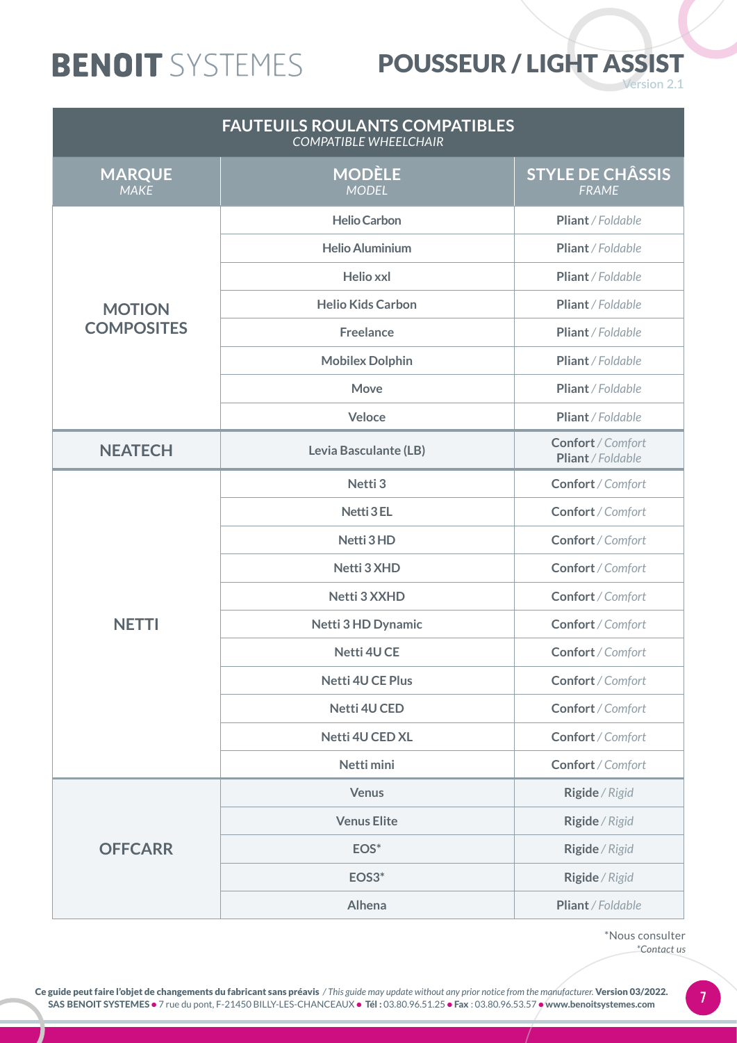# BENOIT SYSTEMES

## POUSSEUR / LIGHT ASSIST

Version 2.1

**FAUTEUILS ROULANTS COMPATIBLES**
*COMPATIBLE WHEELCHAIR*

| MARQUE *MAKE* | MODÈLE *MODEL* | STYLE DE CHÂSSIS *FRAME* |
|---|---|---|
| **MOTION COMPOSITES** | **Helio Carbon** | **Pliant** / *Foldable* |
| | **Helio Aluminium** | **Pliant** / *Foldable* |
| | **Helio xxl** | **Pliant** / *Foldable* |
| | **Helio Kids Carbon** | **Pliant** / *Foldable* |
| | **Freelance** | **Pliant** / *Foldable* |
| | **Mobilex Dolphin** | **Pliant** / *Foldable* |
| | **Move** | **Pliant** / *Foldable* |
| | **Veloce** | **Pliant** / *Foldable* |
| **NEATECH** | **Levia Basculante (LB)** | **Confort** / *Comfort* **Pliant** / *Foldable* |
| **NETTI** | **Netti 3** | **Confort** / *Comfort* |
| | **Netti 3 EL** | **Confort** / *Comfort* |
| | **Netti 3 HD** | **Confort** / *Comfort* |
| | **Netti 3 XHD** | **Confort** / *Comfort* |
| | **Netti 3 XXHD** | **Confort** / *Comfort* |
| | **Netti 3 HD Dynamic** | **Confort** / *Comfort* |
| | **Netti 4U CE** | **Confort** / *Comfort* |
| | **Netti 4U CE Plus** | **Confort** / *Comfort* |
| | **Netti 4U CED** | **Confort** / *Comfort* |
| | **Netti 4U CED XL** | **Confort** / *Comfort* |
| | **Netti mini** | **Confort** / *Comfort* |
| **OFFCARR** | **Venus** | **Rigide** / *Rigid* |
| | **Venus Elite** | **Rigide** / *Rigid* |
| | **EOS*** | **Rigide** / *Rigid* |
| | **EOS3*** | **Rigide** / *Rigid* |
| | **Alhena** | **Pliant** / *Foldable* |

*Nous consulter
*\*Contact us*

**Ce guide peut faire l'objet de changements du fabricant sans préavis** / *This guide may update without any prior notice from the manufacturer.* **Version 03/2022.**
**SAS BENOIT SYSTEMES** ● 7 rue du pont, F-21450 BILLY-LES-CHANCEAUX ● **Tél :** 03.80.96.51.25 ● **Fax** : 03.80.96.53.57 ● **www.benoitsystemes.com**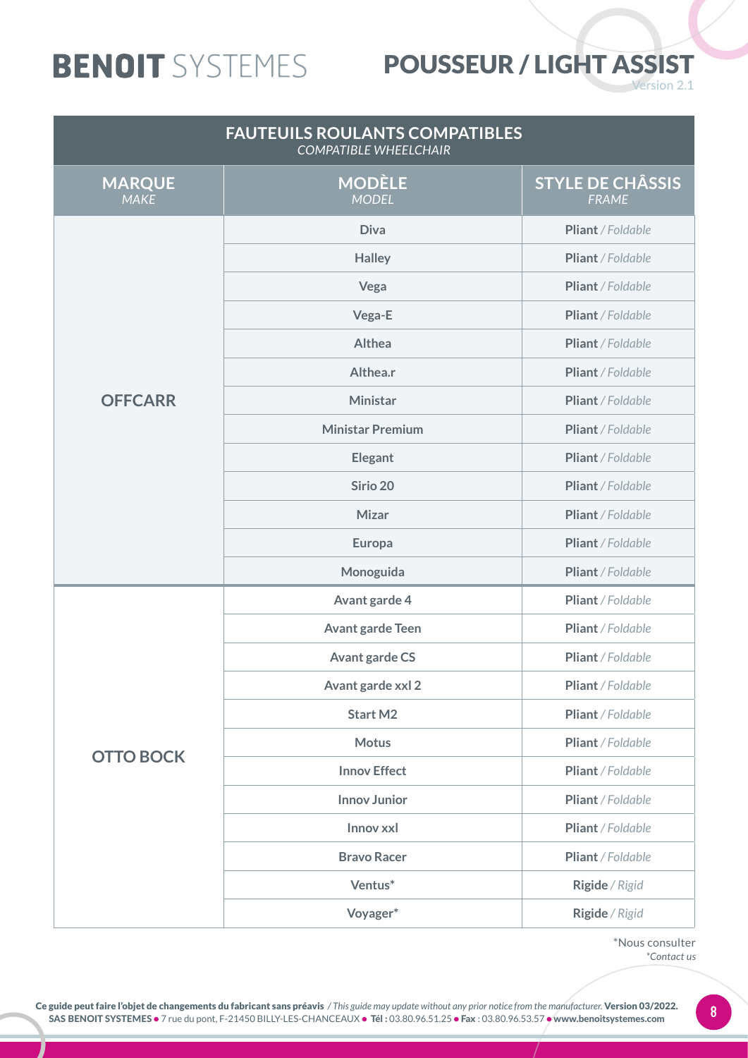# BENOIT SYSTEMES

## POUSSEUR / LIGHT ASSIST

Version 2.1

| FAUTEUILS ROULANTS COMPATIBLES *COMPATIBLE WHEELCHAIR* | | |
|---|---|---|
| **MARQUE** *MAKE* | **MODÈLE** *MODEL* | **STYLE DE CHÂSSIS** *FRAME* |
| **OFFCARR** | **Diva** | **Pliant** / *Foldable* |
| | **Halley** | **Pliant** / *Foldable* |
| | **Vega** | **Pliant** / *Foldable* |
| | **Vega-E** | **Pliant** / *Foldable* |
| | **Althea** | **Pliant** / *Foldable* |
| | **Althea.r** | **Pliant** / *Foldable* |
| | **Ministar** | **Pliant** / *Foldable* |
| | **Ministar Premium** | **Pliant** / *Foldable* |
| | **Elegant** | **Pliant** / *Foldable* |
| | **Sirio 20** | **Pliant** / *Foldable* |
| | **Mizar** | **Pliant** / *Foldable* |
| | **Europa** | **Pliant** / *Foldable* |
| | **Monoguida** | **Pliant** / *Foldable* |
| **OTTO BOCK** | **Avant garde 4** | **Pliant** / *Foldable* |
| | **Avant garde Teen** | **Pliant** / *Foldable* |
| | **Avant garde CS** | **Pliant** / *Foldable* |
| | **Avant garde xxl 2** | **Pliant** / *Foldable* |
| | **Start M2** | **Pliant** / *Foldable* |
| | **Motus** | **Pliant** / *Foldable* |
| | **Innov Effect** | **Pliant** / *Foldable* |
| | **Innov Junior** | **Pliant** / *Foldable* |
| | **Innov xxl** | **Pliant** / *Foldable* |
| | **Bravo Racer** | **Pliant** / *Foldable* |
| | **Ventus*** | **Rigide** / *Rigid* |
| | **Voyager*** | **Rigide** / *Rigid* |

*Nous consulter
*Contact us*

**Ce guide peut faire l'objet de changements du fabricant sans préavis** / *This guide may update without any prior notice from the manufacturer.* **Version 03/2022.**
**SAS BENOIT SYSTEMES** • 7 rue du pont, F-21450 BILLY-LES-CHANCEAUX • **Tél :** 03.80.96.51.25 • **Fax** : 03.80.96.53.57 • **www.benoitsystemes.com**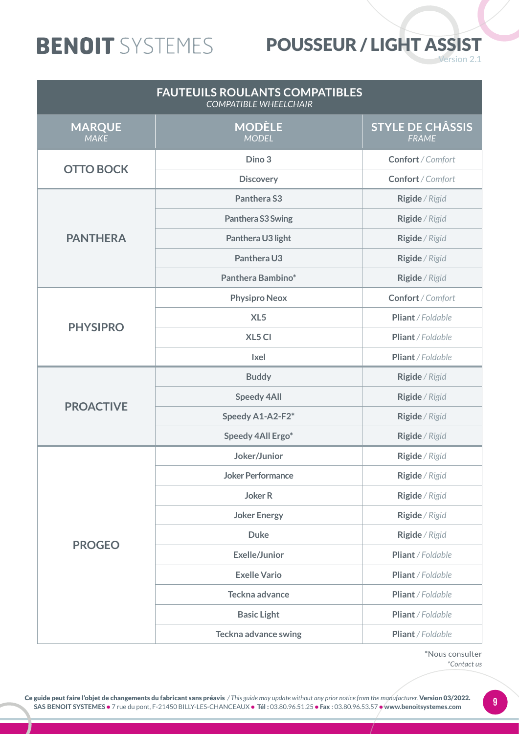# BENOIT SYSTEMES

## POUSSEUR / LIGHT ASSIST

Version 2.1

| FAUTEUILS ROULANTS COMPATIBLES *COMPATIBLE WHEELCHAIR* | | |
|---|---|---|
| **MARQUE** *MAKE* | **MODÈLE** *MODEL* | **STYLE DE CHÂSSIS** *FRAME* |
| **OTTO BOCK** | **Dino 3** | **Confort** / *Comfort* |
| | **Discovery** | **Confort** / *Comfort* |
| **PANTHERA** | **Panthera S3** | **Rigide** / *Rigid* |
| | **Panthera S3 Swing** | **Rigide** / *Rigid* |
| | **Panthera U3 light** | **Rigide** / *Rigid* |
| | **Panthera U3** | **Rigide** / *Rigid* |
| | **Panthera Bambino*** | **Rigide** / *Rigid* |
| **PHYSIPRO** | **Physipro Neox** | **Confort** / *Comfort* |
| | **XL5** | **Pliant** / *Foldable* |
| | **XL5 CI** | **Pliant** / *Foldable* |
| | **Ixel** | **Pliant** / *Foldable* |
| **PROACTIVE** | **Buddy** | **Rigide** / *Rigid* |
| | **Speedy 4All** | **Rigide** / *Rigid* |
| | **Speedy A1-A2-F2*** | **Rigide** / *Rigid* |
| | **Speedy 4All Ergo*** | **Rigide** / *Rigid* |
| **PROGEO** | **Joker/Junior** | **Rigide** / *Rigid* |
| | **Joker Performance** | **Rigide** / *Rigid* |
| | **Joker R** | **Rigide** / *Rigid* |
| | **Joker Energy** | **Rigide** / *Rigid* |
| | **Duke** | **Rigide** / *Rigid* |
| | **Exelle/Junior** | **Pliant** / *Foldable* |
| | **Exelle Vario** | **Pliant** / *Foldable* |
| | **Teckna advance** | **Pliant** / *Foldable* |
| | **Basic Light** | **Pliant** / *Foldable* |
| | **Teckna advance swing** | **Pliant** / *Foldable* |

*Nous consulter
*\*Contact us*

**Ce guide peut faire l'objet de changements du fabricant sans préavis** / *This guide may update without any prior notice from the manufacturer.* **Version 03/2022.**
**SAS BENOIT SYSTEMES** • 7 rue du pont, F-21450 BILLY-LES-CHANCEAUX • **Tél :** 03.80.96.51.25 • **Fax** : 03.80.96.53.57 • **www.benoitsystemes.com**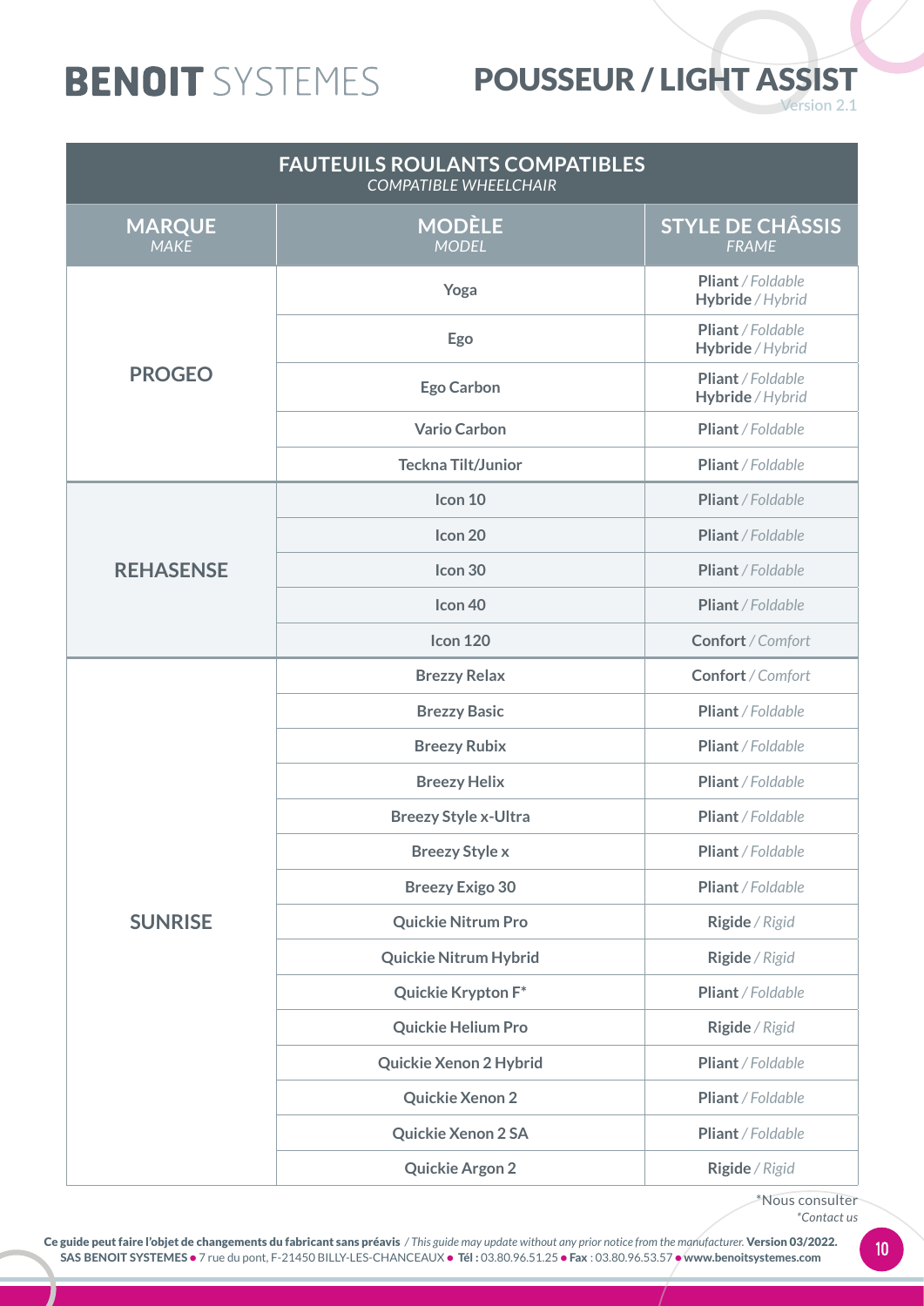# BENOIT SYSTEMES

# POUSSEUR / LIGHT ASSIST

Version 2.1

| FAUTEUILS ROULANTS COMPATIBLES *COMPATIBLE WHEELCHAIR* | | |
|---|---|---|
| **MARQUE** *MAKE* | **MODÈLE** *MODEL* | **STYLE DE CHÂSSIS** *FRAME* |
| **PROGEO** | **Yoga** | **Pliant** / *Foldable* **Hybride** / *Hybrid* |
| | **Ego** | **Pliant** / *Foldable* **Hybride** / *Hybrid* |
| | **Ego Carbon** | **Pliant** / *Foldable* **Hybride** / *Hybrid* |
| | **Vario Carbon** | **Pliant** / *Foldable* |
| | **Teckna Tilt/Junior** | **Pliant** / *Foldable* |
| **REHASENSE** | **Icon 10** | **Pliant** / *Foldable* |
| | **Icon 20** | **Pliant** / *Foldable* |
| | **Icon 30** | **Pliant** / *Foldable* |
| | **Icon 40** | **Pliant** / *Foldable* |
| | **Icon 120** | **Confort** / *Comfort* |
| **SUNRISE** | **Brezzy Relax** | **Confort** / *Comfort* |
| | **Brezzy Basic** | **Pliant** / *Foldable* |
| | **Breezy Rubix** | **Pliant** / *Foldable* |
| | **Breezy Helix** | **Pliant** / *Foldable* |
| | **Breezy Style x-Ultra** | **Pliant** / *Foldable* |
| | **Breezy Style x** | **Pliant** / *Foldable* |
| | **Breezy Exigo 30** | **Pliant** / *Foldable* |
| | **Quickie Nitrum Pro** | **Rigide** / *Rigid* |
| | **Quickie Nitrum Hybrid** | **Rigide** / *Rigid* |
| | **Quickie Krypton F*** | **Pliant** / *Foldable* |
| | **Quickie Helium Pro** | **Rigide** / *Rigid* |
| | **Quickie Xenon 2 Hybrid** | **Pliant** / *Foldable* |
| | **Quickie Xenon 2** | **Pliant** / *Foldable* |
| | **Quickie Xenon 2 SA** | **Pliant** / *Foldable* |
| | **Quickie Argon 2** | **Rigide** / *Rigid* |

*Nous consulter
*\*Contact us*

**Ce guide peut faire l'objet de changements du fabricant sans préavis** / *This guide may update without any prior notice from the manufacturer.* **Version 03/2022.**
**SAS BENOIT SYSTEMES** • 7 rue du pont, F-21450 BILLY-LES-CHANCEAUX • **Tél :** 03.80.96.51.25 • **Fax** : 03.80.96.53.57 • **www.benoitsystemes.com**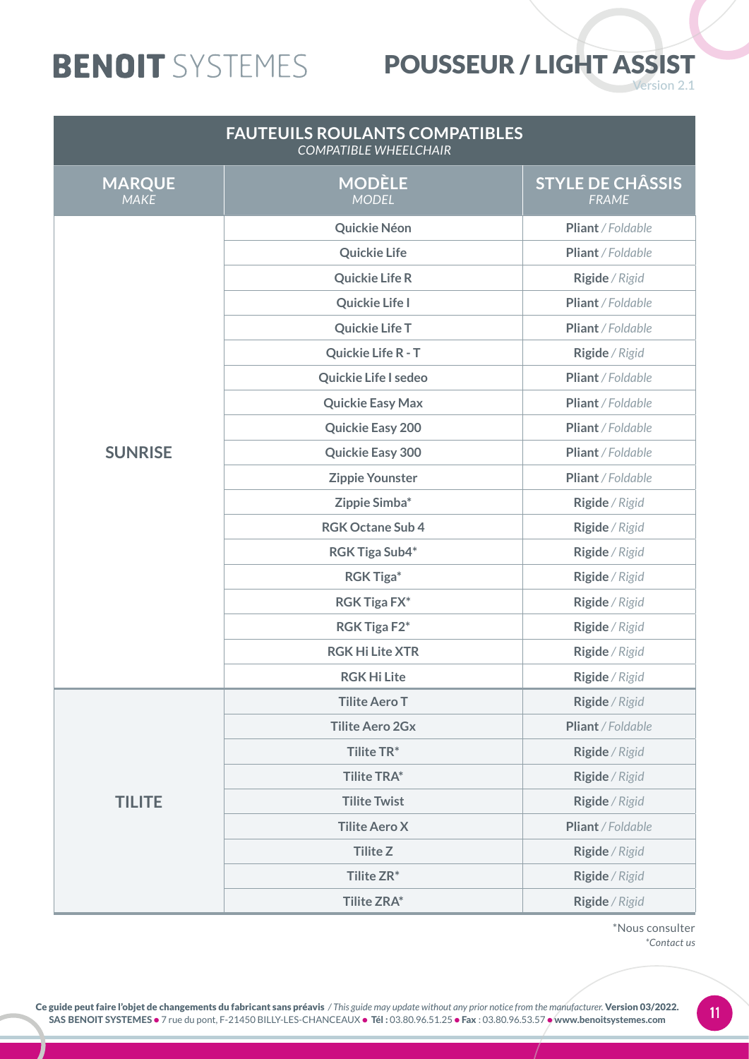# BENOIT SYSTEMES

## POUSSEUR / LIGHT ASSIST

Version 2.1

| FAUTEUILS ROULANTS COMPATIBLES *COMPATIBLE WHEELCHAIR* | | |
|---|---|---|
| **MARQUE** *MAKE* | **MODÈLE** *MODEL* | **STYLE DE CHÂSSIS** *FRAME* |
| **SUNRISE** | **Quickie Néon** | **Pliant** / *Foldable* |
| | **Quickie Life** | **Pliant** / *Foldable* |
| | **Quickie Life R** | **Rigide** / *Rigid* |
| | **Quickie Life I** | **Pliant** / *Foldable* |
| | **Quickie Life T** | **Pliant** / *Foldable* |
| | **Quickie Life R - T** | **Rigide** / *Rigid* |
| | **Quickie Life I sedeo** | **Pliant** / *Foldable* |
| | **Quickie Easy Max** | **Pliant** / *Foldable* |
| | **Quickie Easy 200** | **Pliant** / *Foldable* |
| | **Quickie Easy 300** | **Pliant** / *Foldable* |
| | **Zippie Younster** | **Pliant** / *Foldable* |
| | **Zippie Simba*** | **Rigide** / *Rigid* |
| | **RGK Octane Sub 4** | **Rigide** / *Rigid* |
| | **RGK Tiga Sub4*** | **Rigide** / *Rigid* |
| | **RGK Tiga*** | **Rigide** / *Rigid* |
| | **RGK Tiga FX*** | **Rigide** / *Rigid* |
| | **RGK Tiga F2*** | **Rigide** / *Rigid* |
| | **RGK Hi Lite XTR** | **Rigide** / *Rigid* |
| | **RGK Hi Lite** | **Rigide** / *Rigid* |
| **TILITE** | **Tilite Aero T** | **Rigide** / *Rigid* |
| | **Tilite Aero 2Gx** | **Pliant** / *Foldable* |
| | **Tilite TR*** | **Rigide** / *Rigid* |
| | **Tilite TRA*** | **Rigide** / *Rigid* |
| | **Tilite Twist** | **Rigide** / *Rigid* |
| | **Tilite Aero X** | **Pliant** / *Foldable* |
| | **Tilite Z** | **Rigide** / *Rigid* |
| | **Tilite ZR*** | **Rigide** / *Rigid* |
| | **Tilite ZRA*** | **Rigide** / *Rigid* |

*Nous consulter
*\*Contact us*

**Ce guide peut faire l'objet de changements du fabricant sans préavis** / *This guide may update without any prior notice from the manufacturer.* **Version 03/2022.**
**SAS BENOIT SYSTEMES** ● 7 rue du pont, F-21450 BILLY-LES-CHANCEAUX ● **Tél :** 03.80.96.51.25 ● **Fax** : 03.80.96.53.57 ● **www.benoitsystemes.com**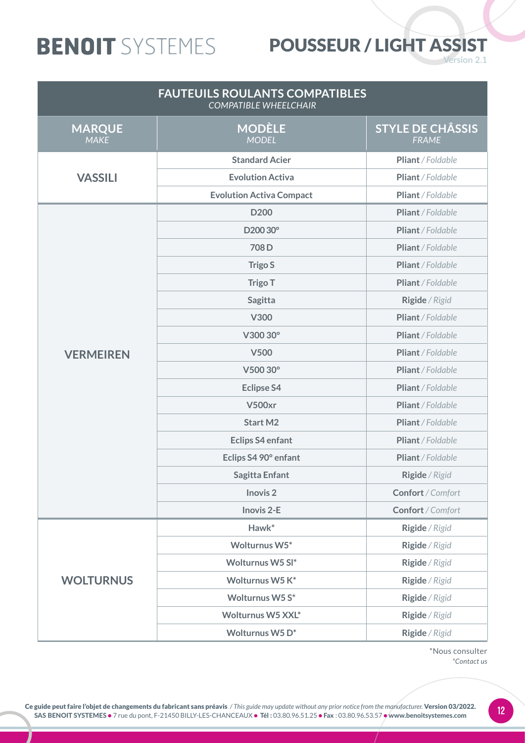# BENOIT SYSTEMES

## POUSSEUR / LIGHT ASSIST

Version 2.1

| FAUTEUILS ROULANTS COMPATIBLES *COMPATIBLE WHEELCHAIR* | | |
|---|---|---|
| **MARQUE** *MAKE* | **MODÈLE** *MODEL* | **STYLE DE CHÂSSIS** *FRAME* |
| **VASSILI** | **Standard Acier** | **Pliant** / *Foldable* |
| | **Evolution Activa** | **Pliant** / *Foldable* |
| | **Evolution Activa Compact** | **Pliant** / *Foldable* |
| **VERMEIREN** | **D200** | **Pliant** / *Foldable* |
| | **D200 30°** | **Pliant** / *Foldable* |
| | **708 D** | **Pliant** / *Foldable* |
| | **Trigo S** | **Pliant** / *Foldable* |
| | **Trigo T** | **Pliant** / *Foldable* |
| | **Sagitta** | **Rigide** / *Rigid* |
| | **V300** | **Pliant** / *Foldable* |
| | **V300 30°** | **Pliant** / *Foldable* |
| | **V500** | **Pliant** / *Foldable* |
| | **V500 30°** | **Pliant** / *Foldable* |
| | **Eclipse S4** | **Pliant** / *Foldable* |
| | **V500xr** | **Pliant** / *Foldable* |
| | **Start M2** | **Pliant** / *Foldable* |
| | **Eclips S4 enfant** | **Pliant** / *Foldable* |
| | **Eclips S4 90° enfant** | **Pliant** / *Foldable* |
| | **Sagitta Enfant** | **Rigide** / *Rigid* |
| | **Inovis 2** | **Confort** / *Comfort* |
| | **Inovis 2-E** | **Confort** / *Comfort* |
| **WOLTURNUS** | **Hawk*** | **Rigide** / *Rigid* |
| | **Wolturnus W5*** | **Rigide** / *Rigid* |
| | **Wolturnus W5 SI*** | **Rigide** / *Rigid* |
| | **Wolturnus W5 K*** | **Rigide** / *Rigid* |
| | **Wolturnus W5 S*** | **Rigide** / *Rigid* |
| | **Wolturnus W5 XXL*** | **Rigide** / *Rigid* |
| | **Wolturnus W5 D*** | **Rigide** / *Rigid* |

*Nous consulter
*\*Contact us*

**Ce guide peut faire l'objet de changements du fabricant sans préavis** / *This guide may update without any prior notice from the manufacturer.* **Version 03/2022.**
**SAS BENOIT SYSTEMES** • 7 rue du pont, F-21450 BILLY-LES-CHANCEAUX • **Tél :** 03.80.96.51.25 • **Fax** : 03.80.96.53.57 • **www.benoitsystemes.com**